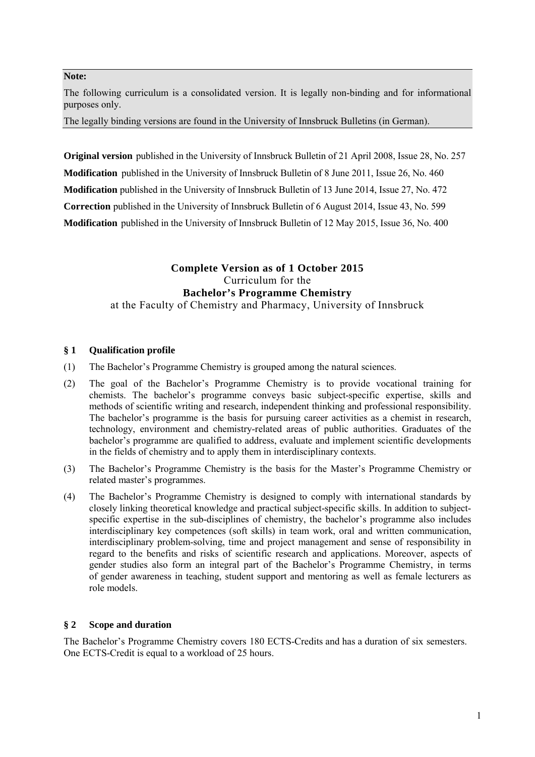**Note:**

The following curriculum is a consolidated version. It is legally non-binding and for informational purposes only.

The legally binding versions are found in the University of Innsbruck Bulletins (in German).

**Original version** published in the University of Innsbruck Bulletin of 21 April 2008, Issue 28, No. 257

**Modification** published in the University of Innsbruck Bulletin of 8 June 2011, Issue 26, No. 460

**Modification** published in the University of Innsbruck Bulletin of 13 June 2014, Issue 27, No. 472

**Correction** published in the University of Innsbruck Bulletin of 6 August 2014, Issue 43, No. 599

**Modification** published in the University of Innsbruck Bulletin of 12 May 2015, Issue 36, No. 400

# Complete Version as of 1 October 2015

Curriculum for the

**Bachelor's Programme Chemistry**

at the Faculty of Chemistry and Pharmacy, University of Innsbruck

## § 1 Qualification profile

(1) The Bachelor's Programme Chemistry is grouped among the natural sciences.

(2) The goal of the Bachelor's Programme Chemistry is to provide vocational training for chemists. The bachelor's programme conveys basic subject-specific expertise, skills and methods of scientific writing and research, independent thinking and professional responsibility. The bachelor's programme is the basis for pursuing career activities as a chemist in research, technology, environment and chemistry-related areas of public authorities. Graduates of the bachelor's programme are qualified to address, evaluate and implement scientific developments in the fields of chemistry and to apply them in interdisciplinary contexts.

(3) The Bachelor's Programme Chemistry is the basis for the Master's Programme Chemistry or related master's programmes.

(4) The Bachelor's Programme Chemistry is designed to comply with international standards by closely linking theoretical knowledge and practical subject-specific skills. In addition to subject-specific expertise in the sub-disciplines of chemistry, the bachelor's programme also includes interdisciplinary key competences (soft skills) in team work, oral and written communication, interdisciplinary problem-solving, time and project management and sense of responsibility in regard to the benefits and risks of scientific research and applications. Moreover, aspects of gender studies also form an integral part of the Bachelor's Programme Chemistry, in terms of gender awareness in teaching, student support and mentoring as well as female lecturers as role models.

## § 2 Scope and duration

The Bachelor's Programme Chemistry covers 180 ECTS-Credits and has a duration of six semesters. One ECTS-Credit is equal to a workload of 25 hours.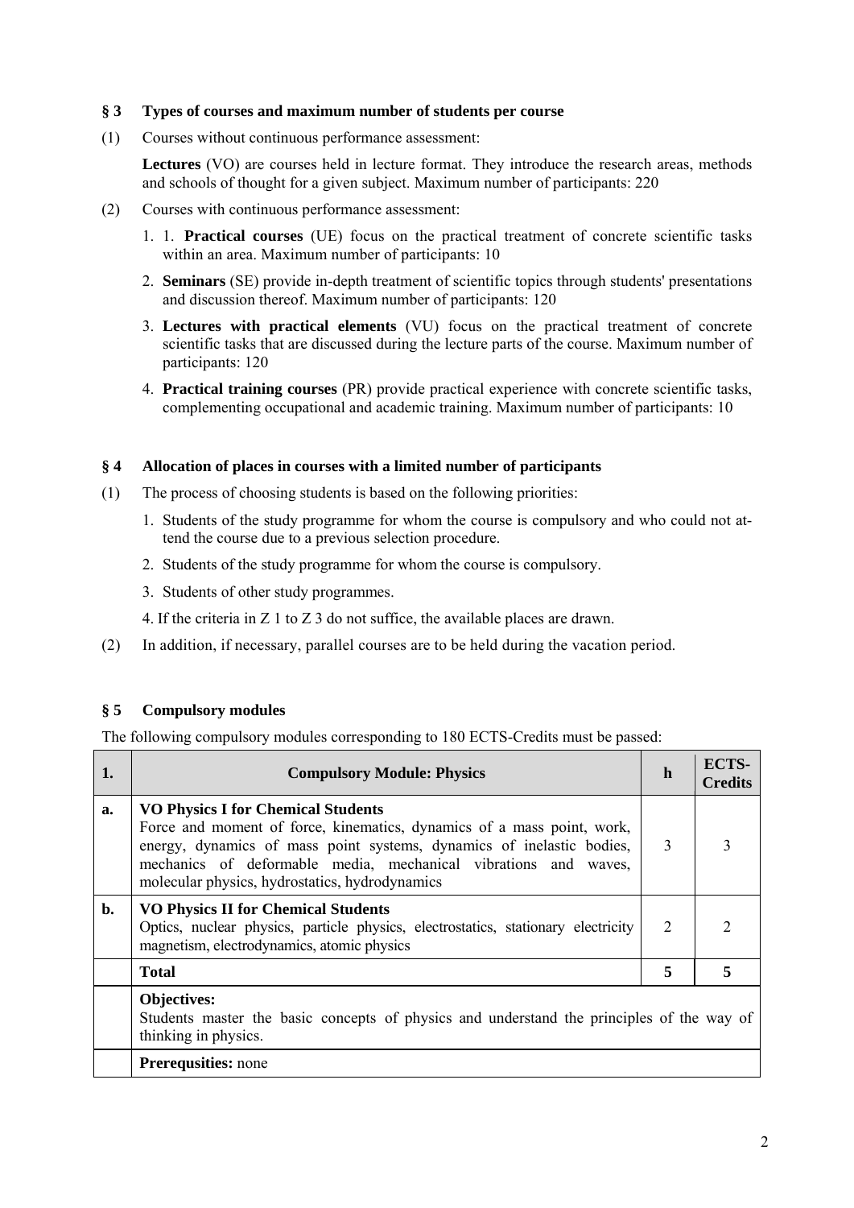## § 3 Types of courses and maximum number of students per course

(1) Courses without continuous performance assessment:

**Lectures** (VO) are courses held in lecture format. They introduce the research areas, methods and schools of thought for a given subject. Maximum number of participants: 220

(2) Courses with continuous performance assessment:

1. 1. **Practical courses** (UE) focus on the practical treatment of concrete scientific tasks within an area. Maximum number of participants: 10
2. **Seminars** (SE) provide in-depth treatment of scientific topics through students' presentations and discussion thereof. Maximum number of participants: 120
3. **Lectures with practical elements** (VU) focus on the practical treatment of concrete scientific tasks that are discussed during the lecture parts of the course. Maximum number of participants: 120
4. **Practical training courses** (PR) provide practical experience with concrete scientific tasks, complementing occupational and academic training. Maximum number of participants: 10

## § 4 Allocation of places in courses with a limited number of participants

(1) The process of choosing students is based on the following priorities:

1. Students of the study programme for whom the course is compulsory and who could not attend the course due to a previous selection procedure.
2. Students of the study programme for whom the course is compulsory.
3. Students of other study programmes.
4. If the criteria in Z 1 to Z 3 do not suffice, the available places are drawn.

(2) In addition, if necessary, parallel courses are to be held during the vacation period.

## § 5 Compulsory modules

The following compulsory modules corresponding to 180 ECTS-Credits must be passed:

| 1. | Compulsory Module: Physics | h | ECTS-Credits |
|---|---|---|---|
| a. | **VO Physics I for Chemical Students** Force and moment of force, kinematics, dynamics of a mass point, work, energy, dynamics of mass point systems, dynamics of inelastic bodies, mechanics of deformable media, mechanical vibrations and waves, molecular physics, hydrostatics, hydrodynamics | 3 | 3 |
| b. | **VO Physics II for Chemical Students** Optics, nuclear physics, particle physics, electrostatics, stationary electricity magnetism, electrodynamics, atomic physics | 2 | 2 |
| | **Total** | **5** | **5** |
| | **Objectives:** Students master the basic concepts of physics and understand the principles of the way of thinking in physics. | | |
| | **Prerequsities:** none | | |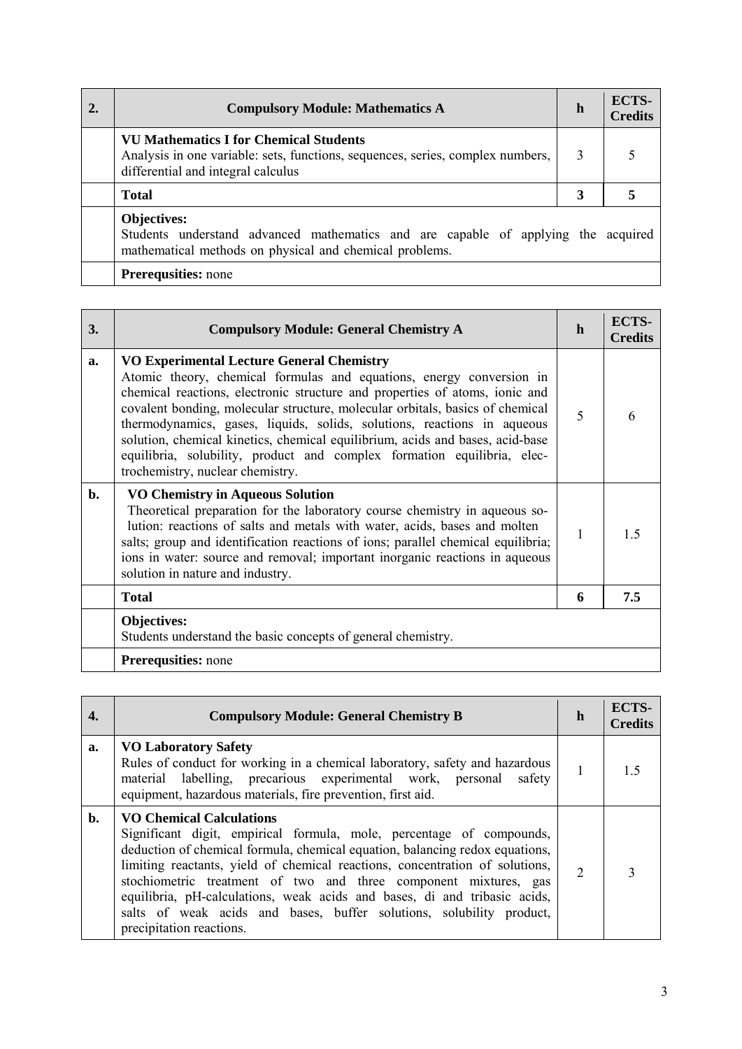| 2. | Compulsory Module: Mathematics A | h | ECTS-Credits |
|---|---|---|---|
| | **VU Mathematics I for Chemical Students** Analysis in one variable: sets, functions, sequences, series, complex numbers, differential and integral calculus | 3 | 5 |
| | **Total** | **3** | **5** |
| | **Objectives:** Students understand advanced mathematics and are capable of applying the acquired mathematical methods on physical and chemical problems. | | |
| | **Prerequsities:** none | | |

| 3. | Compulsory Module: General Chemistry A | h | ECTS-Credits |
|---|---|---|---|
| a. | **VO Experimental Lecture General Chemistry** Atomic theory, chemical formulas and equations, energy conversion in chemical reactions, electronic structure and properties of atoms, ionic and covalent bonding, molecular structure, molecular orbitals, basics of chemical thermodynamics, gases, liquids, solids, solutions, reactions in aqueous solution, chemical kinetics, chemical equilibrium, acids and bases, acid-base equilibria, solubility, product and complex formation equilibria, electrochemistry, nuclear chemistry. | 5 | 6 |
| b. | **VO Chemistry in Aqueous Solution** Theoretical preparation for the laboratory course chemistry in aqueous solution: reactions of salts and metals with water, acids, bases and molten salts; group and identification reactions of ions; parallel chemical equilibria; ions in water: source and removal; important inorganic reactions in aqueous solution in nature and industry. | 1 | 1.5 |
| | **Total** | **6** | **7.5** |
| | **Objectives:** Students understand the basic concepts of general chemistry. | | |
| | **Prerequsities:** none | | |

| 4. | Compulsory Module: General Chemistry B | h | ECTS-Credits |
|---|---|---|---|
| a. | **VO Laboratory Safety** Rules of conduct for working in a chemical laboratory, safety and hazardous material labelling, precarious experimental work, personal safety equipment, hazardous materials, fire prevention, first aid. | 1 | 1.5 |
| b. | **VO Chemical Calculations** Significant digit, empirical formula, mole, percentage of compounds, deduction of chemical formula, chemical equation, balancing redox equations, limiting reactants, yield of chemical reactions, concentration of solutions, stochiometric treatment of two and three component mixtures, gas equilibria, pH-calculations, weak acids and bases, di and tribasic acids, salts of weak acids and bases, buffer solutions, solubility product, precipitation reactions. | 2 | 3 |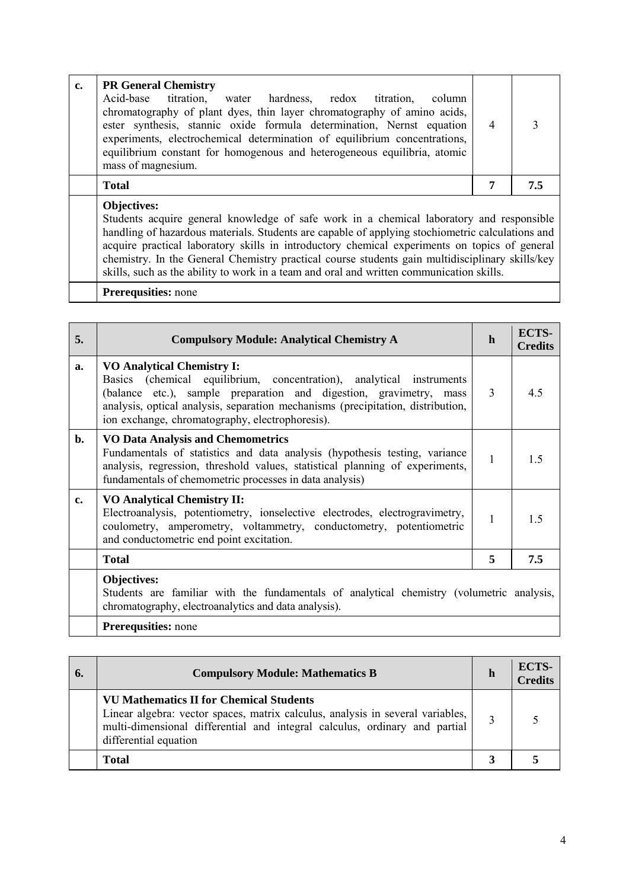| c. | **PR General Chemistry**<br>Acid-base titration, water hardness, redox titration, column chromatography of plant dyes, thin layer chromatography of amino acids, ester synthesis, stannic oxide formula determination, Nernst equation experiments, electrochemical determination of equilibrium concentrations, equilibrium constant for homogenous and heterogeneous equilibria, atomic mass of magnesium. | 4 | 3 |
|---|---|---|---|
| | **Total** | **7** | **7.5** |
| | **Objectives:**<br>Students acquire general knowledge of safe work in a chemical laboratory and responsible handling of hazardous materials. Students are capable of applying stochiometric calculations and acquire practical laboratory skills in introductory chemical experiments on topics of general chemistry. In the General Chemistry practical course students gain multidisciplinary skills/key skills, such as the ability to work in a team and oral and written communication skills. | | |
| | **Prerequsities:** none | | |

| 5. | Compulsory Module: Analytical Chemistry A | h | ECTS-Credits |
|---|---|---|---|
| a. | **VO Analytical Chemistry I:**<br>Basics (chemical equilibrium, concentration), analytical instruments (balance etc.), sample preparation and digestion, gravimetry, mass analysis, optical analysis, separation mechanisms (precipitation, distribution, ion exchange, chromatography, electrophoresis). | 3 | 4.5 |
| b. | **VO Data Analysis and Chemometrics**<br>Fundamentals of statistics and data analysis (hypothesis testing, variance analysis, regression, threshold values, statistical planning of experiments, fundamentals of chemometric processes in data analysis) | 1 | 1.5 |
| c. | **VO Analytical Chemistry II:**<br>Electroanalysis, potentiometry, ionselective electrodes, electrogravimetry, coulometry, amperometry, voltammetry, conductometry, potentiometric and conductometric end point excitation. | 1 | 1.5 |
| | **Total** | **5** | **7.5** |
| | **Objectives:**<br>Students are familiar with the fundamentals of analytical chemistry (volumetric analysis, chromatography, electroanalytics and data analysis). | | |
| | **Prerequsities:** none | | |

| 6. | Compulsory Module: Mathematics B | h | ECTS-Credits |
|---|---|---|---|
| | **VU Mathematics II for Chemical Students**<br>Linear algebra: vector spaces, matrix calculus, analysis in several variables, multi-dimensional differential and integral calculus, ordinary and partial differential equation | 3 | 5 |
| | **Total** | **3** | **5** |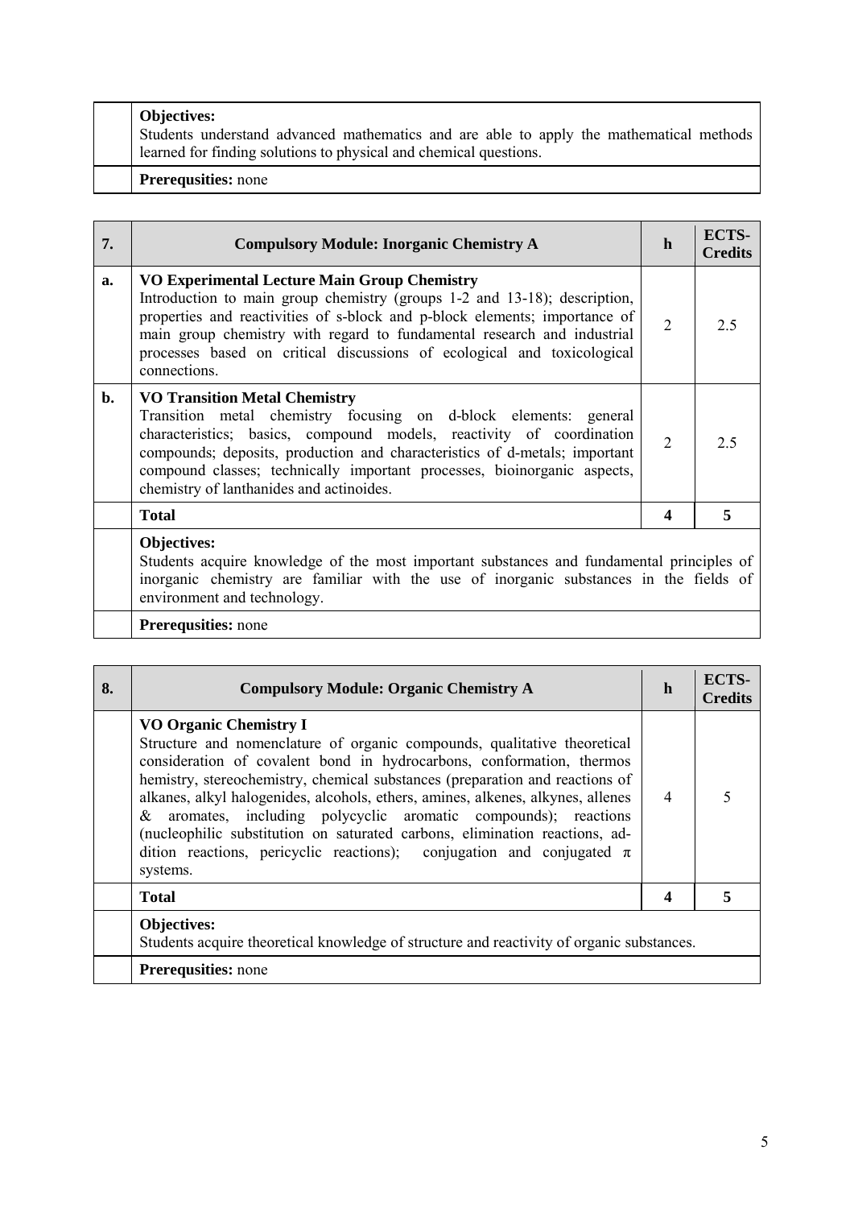| | |
|---|---|
| | **Objectives:**<br>Students understand advanced mathematics and are able to apply the mathematical methods learned for finding solutions to physical and chemical questions. |
| | **Prerequsities:** none |

| 7. | Compulsory Module: Inorganic Chemistry A | h | ECTS-Credits |
|---|---|---|---|
| a. | **VO Experimental Lecture Main Group Chemistry**<br>Introduction to main group chemistry (groups 1-2 and 13-18); description, properties and reactivities of s-block and p-block elements; importance of main group chemistry with regard to fundamental research and industrial processes based on critical discussions of ecological and toxicological connections. | 2 | 2.5 |
| b. | **VO Transition Metal Chemistry**<br>Transition metal chemistry focusing on d-block elements: general characteristics; basics, compound models, reactivity of coordination compounds; deposits, production and characteristics of d-metals; important compound classes; technically important processes, bioinorganic aspects, chemistry of lanthanides and actinoides. | 2 | 2.5 |
| | **Total** | **4** | **5** |
| | **Objectives:**<br>Students acquire knowledge of the most important substances and fundamental principles of inorganic chemistry are familiar with the use of inorganic substances in the fields of environment and technology. | | |
| | **Prerequsities:** none | | |

| 8. | Compulsory Module: Organic Chemistry A | h | ECTS-Credits |
|---|---|---|---|
| | **VO Organic Chemistry I**<br>Structure and nomenclature of organic compounds, qualitative theoretical consideration of covalent bond in hydrocarbons, conformation, thermos hemistry, stereochemistry, chemical substances (preparation and reactions of alkanes, alkyl halogenides, alcohols, ethers, amines, alkenes, alkynes, allenes & aromates, including polycyclic aromatic compounds); reactions (nucleophilic substitution on saturated carbons, elimination reactions, ad-dition reactions, pericyclic reactions); conjugation and conjugated $\pi$ systems. | 4 | 5 |
| | **Total** | **4** | **5** |
| | **Objectives:**<br>Students acquire theoretical knowledge of structure and reactivity of organic substances. | | |
| | **Prerequsities:** none | | |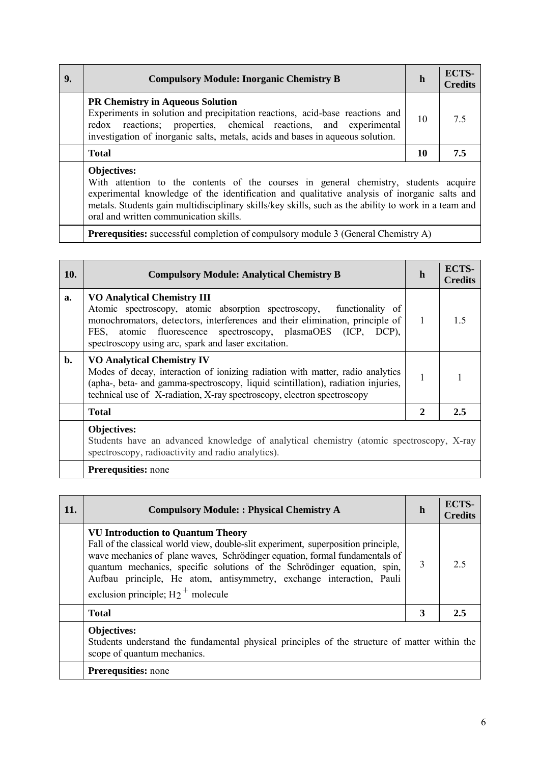| 9. | Compulsory Module: Inorganic Chemistry B | h | ECTS-Credits |
|---|---|---|---|
| | **PR Chemistry in Aqueous Solution**<br>Experiments in solution and precipitation reactions, acid-base reactions and redox reactions; properties, chemical reactions, and experimental investigation of inorganic salts, metals, acids and bases in aqueous solution. | 10 | 7.5 |
| | **Total** | **10** | **7.5** |
| | **Objectives:**<br>With attention to the contents of the courses in general chemistry, students acquire experimental knowledge of the identification and qualitative analysis of inorganic salts and metals. Students gain multidisciplinary skills/key skills, such as the ability to work in a team and oral and written communication skills. | | |
| | **Prerequsities:** successful completion of compulsory module 3 (General Chemistry A) | | |

| 10. | Compulsory Module: Analytical Chemistry B | h | ECTS-Credits |
|---|---|---|---|
| **a.** | **VO Analytical Chemistry III**<br>Atomic spectroscopy, atomic absorption spectroscopy, functionality of monochromators, detectors, interferences and their elimination, principle of FES, atomic fluorescence spectroscopy, plasmaOES (ICP, DCP), spectroscopy using arc, spark and laser excitation. | 1 | 1.5 |
| **b.** | **VO Analytical Chemistry IV**<br>Modes of decay, interaction of ionizing radiation with matter, radio analytics (apha-, beta- and gamma-spectroscopy, liquid scintillation), radiation injuries, technical use of X-radiation, X-ray spectroscopy, electron spectroscopy | 1 | 1 |
| | **Total** | **2** | **2.5** |
| | **Objectives:**<br>Students have an advanced knowledge of analytical chemistry (atomic spectroscopy, X-ray spectroscopy, radioactivity and radio analytics). | | |
| | **Prerequsities:** none | | |

| 11. | Compulsory Module: : Physical Chemistry A | h | ECTS-Credits |
|---|---|---|---|
| | **VU Introduction to Quantum Theory**<br>Fall of the classical world view, double-slit experiment, superposition principle, wave mechanics of plane waves, Schrödinger equation, formal fundamentals of quantum mechanics, specific solutions of the Schrödinger equation, spin, Aufbau principle, He atom, antisymmetry, exchange interaction, Pauli exclusion principle; $H_2^+$ molecule | 3 | 2.5 |
| | **Total** | **3** | **2.5** |
| | **Objectives:**<br>Students understand the fundamental physical principles of the structure of matter within the scope of quantum mechanics. | | |
| | **Prerequsities:** none | | |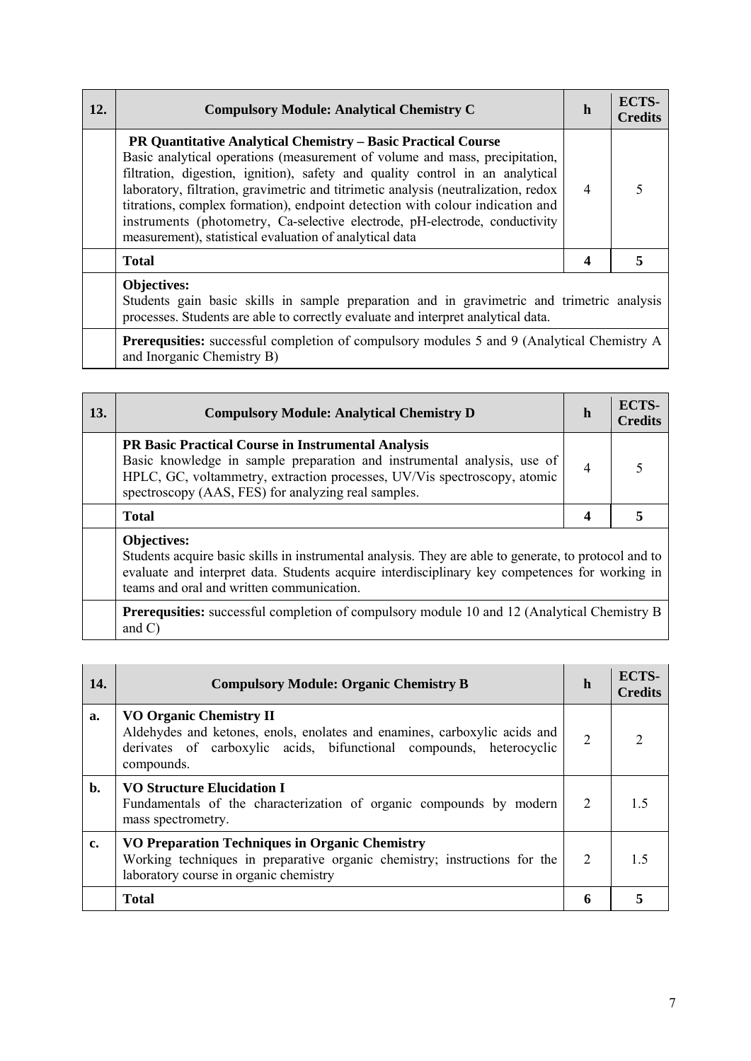| 12. | Compulsory Module: Analytical Chemistry C | h | ECTS-Credits |
|---|---|---|---|
| | **PR Quantitative Analytical Chemistry – Basic Practical Course** Basic analytical operations (measurement of volume and mass, precipitation, filtration, digestion, ignition), safety and quality control in an analytical laboratory, filtration, gravimetric and titrimetic analysis (neutralization, redox titrations, complex formation), endpoint detection with colour indication and instruments (photometry, Ca-selective electrode, pH-electrode, conductivity measurement), statistical evaluation of analytical data | 4 | 5 |
| | **Total** | **4** | **5** |
| | **Objectives:** Students gain basic skills in sample preparation and in gravimetric and trimetric analysis processes. Students are able to correctly evaluate and interpret analytical data. | | |
| | **Prerequsities:** successful completion of compulsory modules 5 and 9 (Analytical Chemistry A and Inorganic Chemistry B) | | |

| 13. | Compulsory Module: Analytical Chemistry D | h | ECTS-Credits |
|---|---|---|---|
| | **PR Basic Practical Course in Instrumental Analysis** Basic knowledge in sample preparation and instrumental analysis, use of HPLC, GC, voltammetry, extraction processes, UV/Vis spectroscopy, atomic spectroscopy (AAS, FES) for analyzing real samples. | 4 | 5 |
| | **Total** | **4** | **5** |
| | **Objectives:** Students acquire basic skills in instrumental analysis. They are able to generate, to protocol and to evaluate and interpret data. Students acquire interdisciplinary key competences for working in teams and oral and written communication. | | |
| | **Prerequsities:** successful completion of compulsory module 10 and 12 (Analytical Chemistry B and C) | | |

| 14. | Compulsory Module: Organic Chemistry B | h | ECTS-Credits |
|---|---|---|---|
| a. | **VO Organic Chemistry II** Aldehydes and ketones, enols, enolates and enamines, carboxylic acids and derivates of carboxylic acids, bifunctional compounds, heterocyclic compounds. | 2 | 2 |
| b. | **VO Structure Elucidation I** Fundamentals of the characterization of organic compounds by modern mass spectrometry. | 2 | 1.5 |
| c. | **VO Preparation Techniques in Organic Chemistry** Working techniques in preparative organic chemistry; instructions for the laboratory course in organic chemistry | 2 | 1.5 |
| | **Total** | **6** | **5** |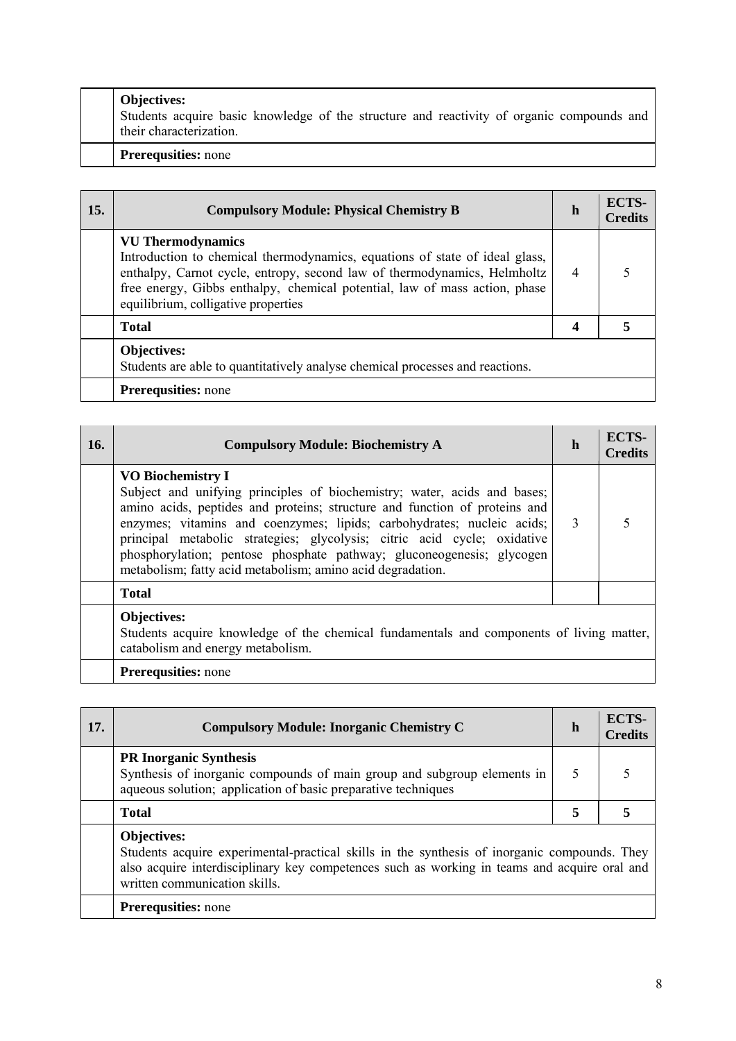| | | | |
|---|---|---|---|
| | **Objectives:**<br>Students acquire basic knowledge of the structure and reactivity of organic compounds and their characterization. | | |
| | **Prerequsities:** none | | |

| 15. | Compulsory Module: Physical Chemistry B | h | ECTS-Credits |
|---|---|---|---|
| | **VU Thermodynamics**<br>Introduction to chemical thermodynamics, equations of state of ideal glass, enthalpy, Carnot cycle, entropy, second law of thermodynamics, Helmholtz free energy, Gibbs enthalpy, chemical potential, law of mass action, phase equilibrium, colligative properties | 4 | 5 |
| | **Total** | **4** | **5** |
| | **Objectives:**<br>Students are able to quantitatively analyse chemical processes and reactions. | | |
| | **Prerequsities:** none | | |

| 16. | Compulsory Module: Biochemistry A | h | ECTS-Credits |
|---|---|---|---|
| | **VO Biochemistry I**<br>Subject and unifying principles of biochemistry; water, acids and bases; amino acids, peptides and proteins; structure and function of proteins and enzymes; vitamins and coenzymes; lipids; carbohydrates; nucleic acids; principal metabolic strategies; glycolysis; citric acid cycle; oxidative phosphorylation; pentose phosphate pathway; gluconeogenesis; glycogen metabolism; fatty acid metabolism; amino acid degradation. | 3 | 5 |
| | **Total** | | |
| | **Objectives:**<br>Students acquire knowledge of the chemical fundamentals and components of living matter, catabolism and energy metabolism. | | |
| | **Prerequsities:** none | | |

| 17. | Compulsory Module: Inorganic Chemistry C | h | ECTS-Credits |
|---|---|---|---|
| | **PR Inorganic Synthesis**<br>Synthesis of inorganic compounds of main group and subgroup elements in aqueous solution; application of basic preparative techniques | 5 | 5 |
| | **Total** | **5** | **5** |
| | **Objectives:**<br>Students acquire experimental-practical skills in the synthesis of inorganic compounds. They also acquire interdisciplinary key competences such as working in teams and acquire oral and written communication skills. | | |
| | **Prerequsities:** none | | |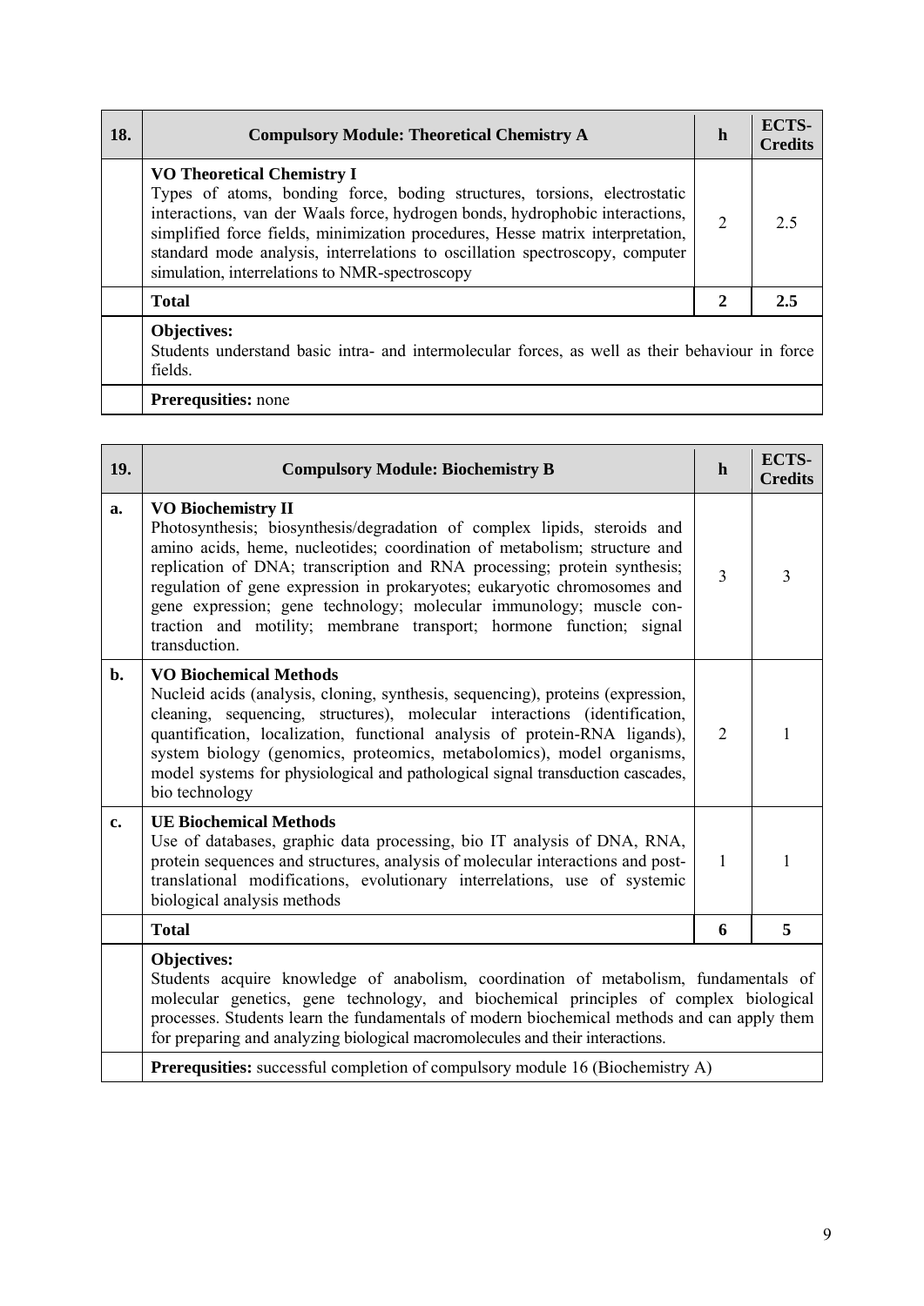| 18. | Compulsory Module: Theoretical Chemistry A | h | ECTS-Credits |
|---|---|---|---|
| | **VO Theoretical Chemistry I**<br>Types of atoms, bonding force, boding structures, torsions, electrostatic interactions, van der Waals force, hydrogen bonds, hydrophobic interactions, simplified force fields, minimization procedures, Hesse matrix interpretation, standard mode analysis, interrelations to oscillation spectroscopy, computer simulation, interrelations to NMR-spectroscopy | 2 | 2.5 |
| | **Total** | **2** | **2.5** |
| | **Objectives:**<br>Students understand basic intra- and intermolecular forces, as well as their behaviour in force fields. | | |
| | **Prerequsities:** none | | |

| 19. | Compulsory Module: Biochemistry B | h | ECTS-Credits |
|---|---|---|---|
| **a.** | **VO Biochemistry II**<br>Photosynthesis; biosynthesis/degradation of complex lipids, steroids and amino acids, heme, nucleotides; coordination of metabolism; structure and replication of DNA; transcription and RNA processing; protein synthesis; regulation of gene expression in prokaryotes; eukaryotic chromosomes and gene expression; gene technology; molecular immunology; muscle con-traction and motility; membrane transport; hormone function; signal transduction. | 3 | 3 |
| **b.** | **VO Biochemical Methods**<br>Nucleid acids (analysis, cloning, synthesis, sequencing), proteins (expression, cleaning, sequencing, structures), molecular interactions (identification, quantification, localization, functional analysis of protein-RNA ligands), system biology (genomics, proteomics, metabolomics), model organisms, model systems for physiological and pathological signal transduction cascades, bio technology | 2 | 1 |
| **c.** | **UE Biochemical Methods**<br>Use of databases, graphic data processing, bio IT analysis of DNA, RNA, protein sequences and structures, analysis of molecular interactions and post-translational modifications, evolutionary interrelations, use of systemic biological analysis methods | 1 | 1 |
| | **Total** | **6** | **5** |
| | **Objectives:**<br>Students acquire knowledge of anabolism, coordination of metabolism, fundamentals of molecular genetics, gene technology, and biochemical principles of complex biological processes. Students learn the fundamentals of modern biochemical methods and can apply them for preparing and analyzing biological macromolecules and their interactions. | | |
| | **Prerequsities:** successful completion of compulsory module 16 (Biochemistry A) | | |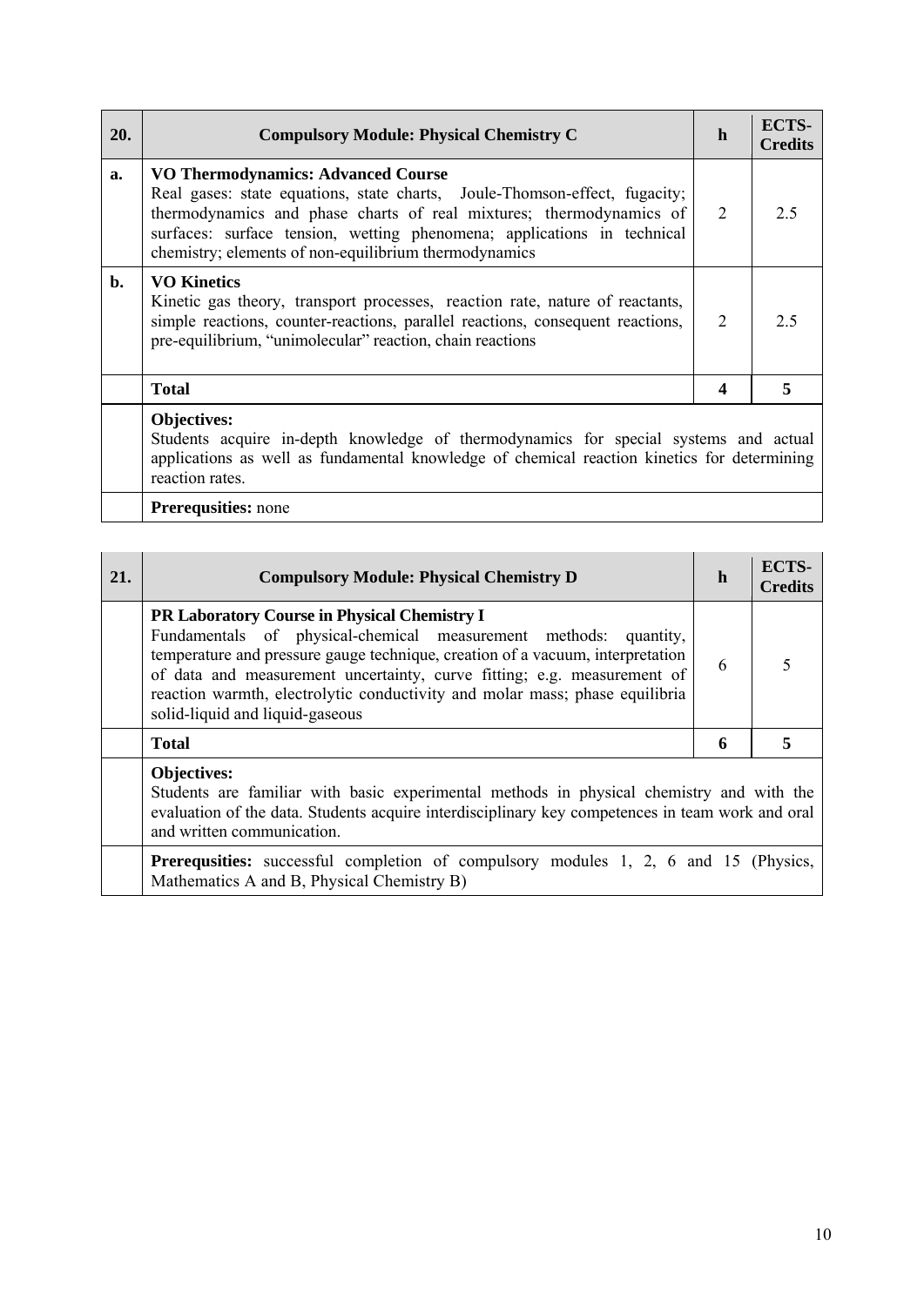| 20. | Compulsory Module: Physical Chemistry C | h | ECTS-Credits |
|---|---|---|---|
| a. | **VO Thermodynamics: Advanced Course** Real gases: state equations, state charts, Joule-Thomson-effect, fugacity; thermodynamics and phase charts of real mixtures; thermodynamics of surfaces: surface tension, wetting phenomena; applications in technical chemistry; elements of non-equilibrium thermodynamics | 2 | 2.5 |
| b. | **VO Kinetics** Kinetic gas theory, transport processes, reaction rate, nature of reactants, simple reactions, counter-reactions, parallel reactions, consequent reactions, pre-equilibrium, "unimolecular" reaction, chain reactions | 2 | 2.5 |
| | **Total** | **4** | **5** |
| | **Objectives:** Students acquire in-depth knowledge of thermodynamics for special systems and actual applications as well as fundamental knowledge of chemical reaction kinetics for determining reaction rates. | | |
| | **Prerequsities:** none | | |

| 21. | Compulsory Module: Physical Chemistry D | h | ECTS-Credits |
|---|---|---|---|
| | **PR Laboratory Course in Physical Chemistry I** Fundamentals of physical-chemical measurement methods: quantity, temperature and pressure gauge technique, creation of a vacuum, interpretation of data and measurement uncertainty, curve fitting; e.g. measurement of reaction warmth, electrolytic conductivity and molar mass; phase equilibria solid-liquid and liquid-gaseous | 6 | 5 |
| | **Total** | **6** | **5** |
| | **Objectives:** Students are familiar with basic experimental methods in physical chemistry and with the evaluation of the data. Students acquire interdisciplinary key competences in team work and oral and written communication. | | |
| | **Prerequsities:** successful completion of compulsory modules 1, 2, 6 and 15 (Physics, Mathematics A and B, Physical Chemistry B) | | |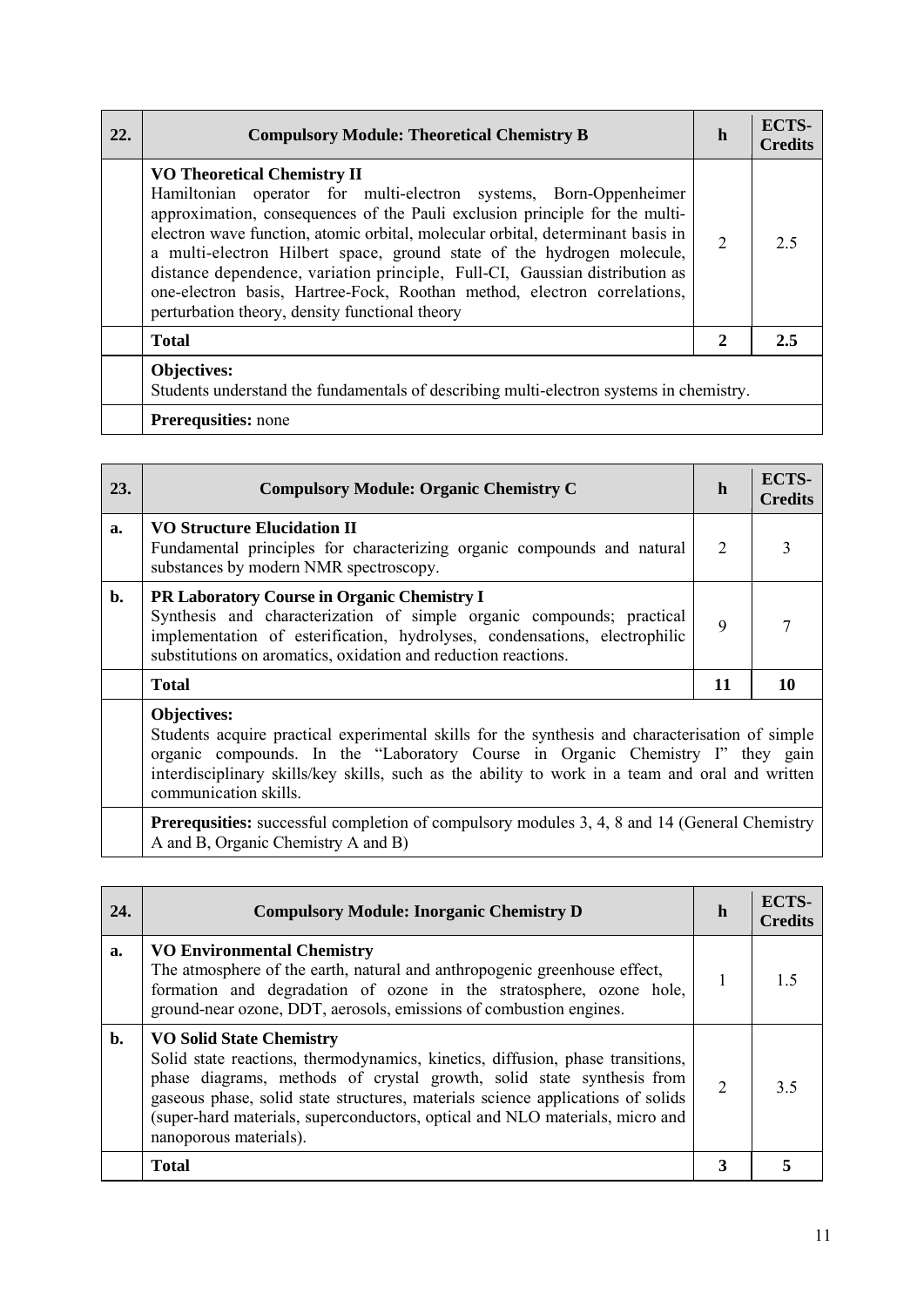| 22. | Compulsory Module: Theoretical Chemistry B | h | ECTS-Credits |
|---|---|---|---|
| | **VO Theoretical Chemistry II** Hamiltonian operator for multi-electron systems, Born-Oppenheimer approximation, consequences of the Pauli exclusion principle for the multi-electron wave function, atomic orbital, molecular orbital, determinant basis in a multi-electron Hilbert space, ground state of the hydrogen molecule, distance dependence, variation principle, Full-CI, Gaussian distribution as one-electron basis, Hartree-Fock, Roothan method, electron correlations, perturbation theory, density functional theory | 2 | 2.5 |
| | **Total** | **2** | **2.5** |
| | **Objectives:** Students understand the fundamentals of describing multi-electron systems in chemistry. | | |
| | **Prerequsities:** none | | |

| 23. | Compulsory Module: Organic Chemistry C | h | ECTS-Credits |
|---|---|---|---|
| **a.** | **VO Structure Elucidation II** Fundamental principles for characterizing organic compounds and natural substances by modern NMR spectroscopy. | 2 | 3 |
| **b.** | **PR Laboratory Course in Organic Chemistry I** Synthesis and characterization of simple organic compounds; practical implementation of esterification, hydrolyses, condensations, electrophilic substitutions on aromatics, oxidation and reduction reactions. | 9 | 7 |
| | **Total** | **11** | **10** |
| | **Objectives:** Students acquire practical experimental skills for the synthesis and characterisation of simple organic compounds. In the "Laboratory Course in Organic Chemistry I" they gain interdisciplinary skills/key skills, such as the ability to work in a team and oral and written communication skills. | | |
| | **Prerequsities:** successful completion of compulsory modules 3, 4, 8 and 14 (General Chemistry A and B, Organic Chemistry A and B) | | |

| 24. | Compulsory Module: Inorganic Chemistry D | h | ECTS-Credits |
|---|---|---|---|
| **a.** | **VO Environmental Chemistry** The atmosphere of the earth, natural and anthropogenic greenhouse effect, formation and degradation of ozone in the stratosphere, ozone hole, ground-near ozone, DDT, aerosols, emissions of combustion engines. | 1 | 1.5 |
| **b.** | **VO Solid State Chemistry** Solid state reactions, thermodynamics, kinetics, diffusion, phase transitions, phase diagrams, methods of crystal growth, solid state synthesis from gaseous phase, solid state structures, materials science applications of solids (super-hard materials, superconductors, optical and NLO materials, micro and nanoporous materials). | 2 | 3.5 |
| | **Total** | **3** | **5** |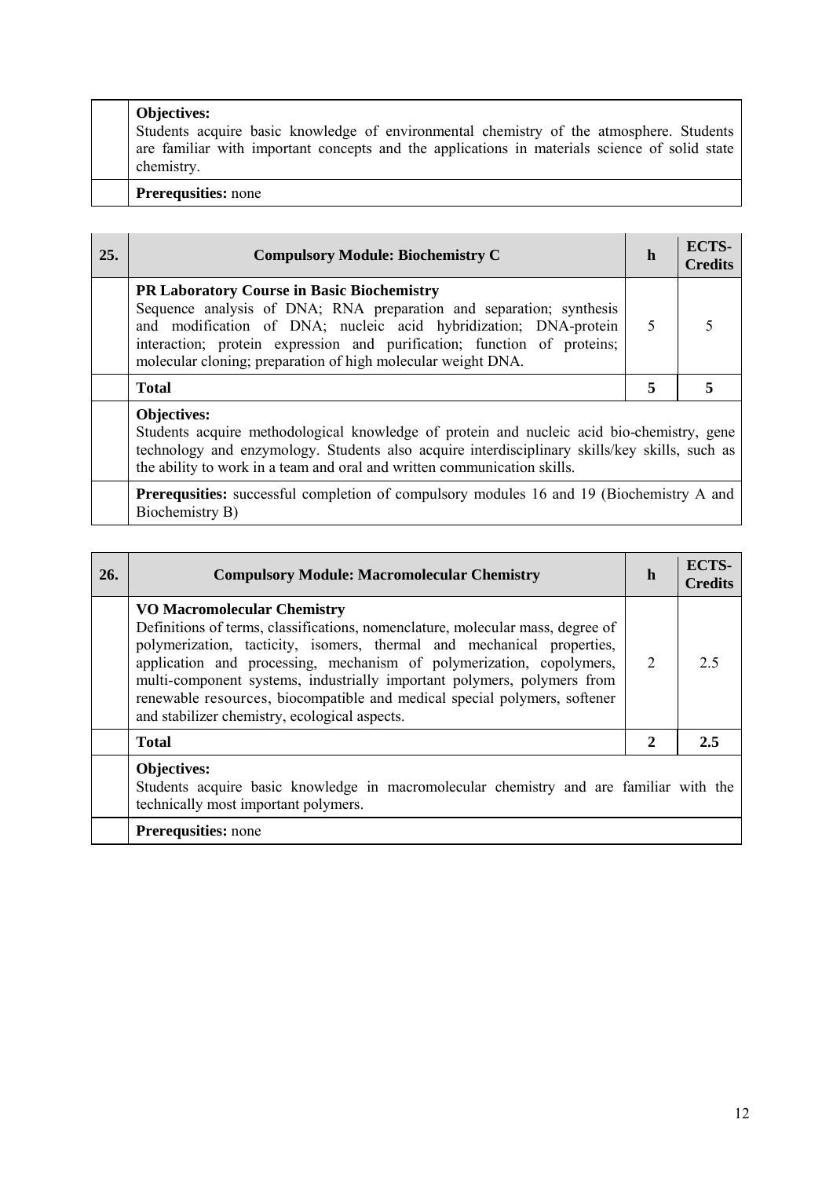| | | | |
|---|---|---|---|
| | **Objectives:**<br>Students acquire basic knowledge of environmental chemistry of the atmosphere. Students are familiar with important concepts and the applications in materials science of solid state chemistry. | | |
| | **Prerequsities:** none | | |

| 25. | Compulsory Module: Biochemistry C | h | ECTS-Credits |
|---|---|---|---|
| | **PR Laboratory Course in Basic Biochemistry**<br>Sequence analysis of DNA; RNA preparation and separation; synthesis and modification of DNA; nucleic acid hybridization; DNA-protein interaction; protein expression and purification; function of proteins; molecular cloning; preparation of high molecular weight DNA. | 5 | 5 |
| | **Total** | **5** | **5** |
| | **Objectives:**<br>Students acquire methodological knowledge of protein and nucleic acid bio-chemistry, gene technology and enzymology. Students also acquire interdisciplinary skills/key skills, such as the ability to work in a team and oral and written communication skills. | | |
| | **Prerequsities:** successful completion of compulsory modules 16 and 19 (Biochemistry A and Biochemistry B) | | |

| 26. | Compulsory Module: Macromolecular Chemistry | h | ECTS-Credits |
|---|---|---|---|
| | **VO Macromolecular Chemistry**<br>Definitions of terms, classifications, nomenclature, molecular mass, degree of polymerization, tacticity, isomers, thermal and mechanical properties, application and processing, mechanism of polymerization, copolymers, multi-component systems, industrially important polymers, polymers from renewable resources, biocompatible and medical special polymers, softener and stabilizer chemistry, ecological aspects. | 2 | 2.5 |
| | **Total** | **2** | **2.5** |
| | **Objectives:**<br>Students acquire basic knowledge in macromolecular chemistry and are familiar with the technically most important polymers. | | |
| | **Prerequsities:** none | | |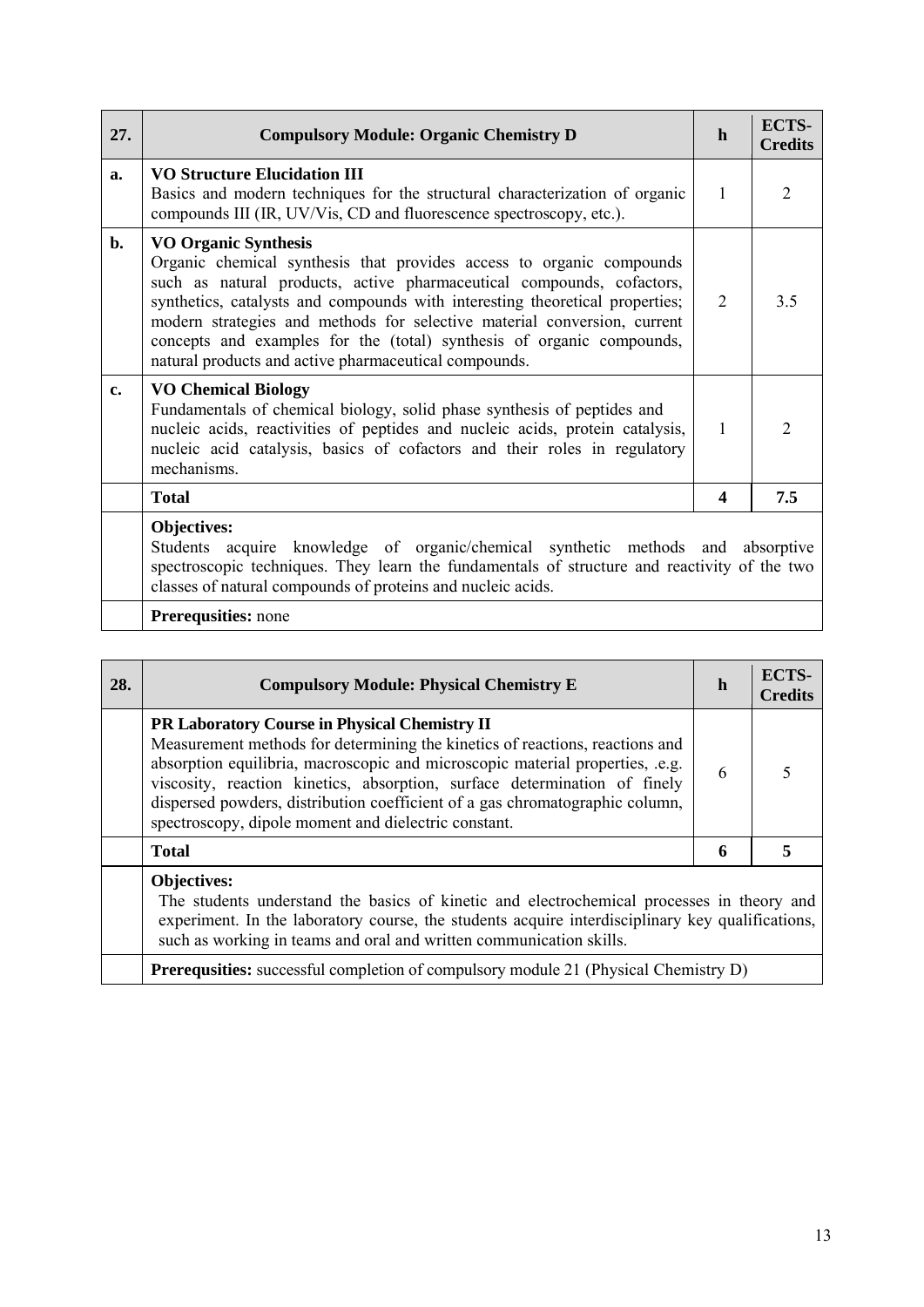| 27. | **Compulsory Module: Organic Chemistry D** | **h** | **ECTS-Credits** |
|---|---|---|---|
| **a.** | **VO Structure Elucidation III**<br>Basics and modern techniques for the structural characterization of organic compounds III (IR, UV/Vis, CD and fluorescence spectroscopy, etc.). | 1 | 2 |
| **b.** | **VO Organic Synthesis**<br>Organic chemical synthesis that provides access to organic compounds such as natural products, active pharmaceutical compounds, cofactors, synthetics, catalysts and compounds with interesting theoretical properties; modern strategies and methods for selective material conversion, current concepts and examples for the (total) synthesis of organic compounds, natural products and active pharmaceutical compounds. | 2 | 3.5 |
| **c.** | **VO Chemical Biology**<br>Fundamentals of chemical biology, solid phase synthesis of peptides and nucleic acids, reactivities of peptides and nucleic acids, protein catalysis, nucleic acid catalysis, basics of cofactors and their roles in regulatory mechanisms. | 1 | 2 |
| | **Total** | **4** | **7.5** |
| | **Objectives:**<br>Students acquire knowledge of organic/chemical synthetic methods and absorptive spectroscopic techniques. They learn the fundamentals of structure and reactivity of the two classes of natural compounds of proteins and nucleic acids. | | |
| | **Prerequsities:** none | | |

| 28. | **Compulsory Module: Physical Chemistry E** | **h** | **ECTS-Credits** |
|---|---|---|---|
| | **PR Laboratory Course in Physical Chemistry II**<br>Measurement methods for determining the kinetics of reactions, reactions and absorption equilibria, macroscopic and microscopic material properties, .e.g. viscosity, reaction kinetics, absorption, surface determination of finely dispersed powders, distribution coefficient of a gas chromatographic column, spectroscopy, dipole moment and dielectric constant. | 6 | 5 |
| | **Total** | **6** | **5** |
| | **Objectives:**<br>The students understand the basics of kinetic and electrochemical processes in theory and experiment. In the laboratory course, the students acquire interdisciplinary key qualifications, such as working in teams and oral and written communication skills. | | |
| | **Prerequsities:** successful completion of compulsory module 21 (Physical Chemistry D) | | |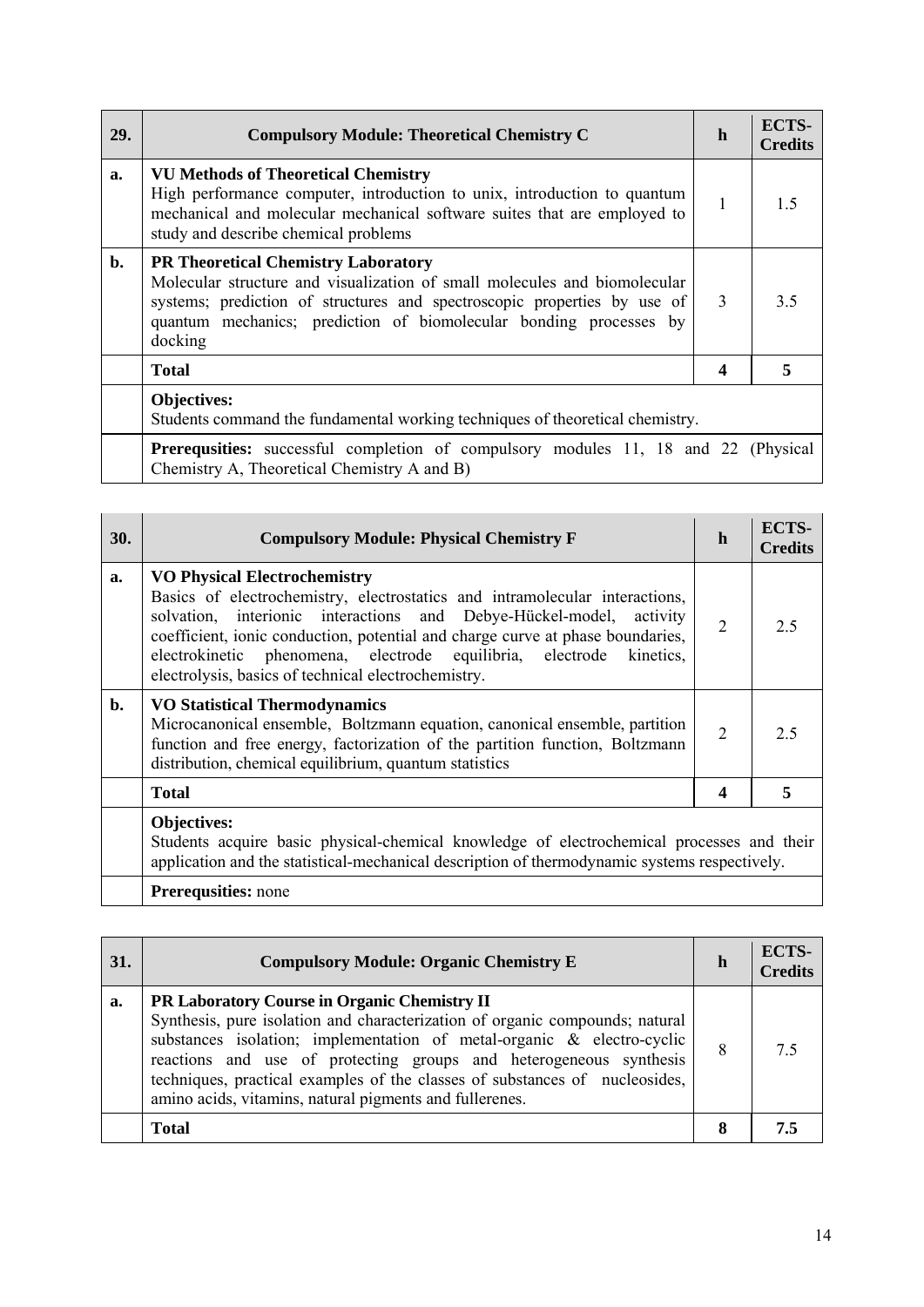| 29. | Compulsory Module: Theoretical Chemistry C | h | ECTS-Credits |
|---|---|---|---|
| a. | **VU Methods of Theoretical Chemistry**<br>High performance computer, introduction to unix, introduction to quantum mechanical and molecular mechanical software suites that are employed to study and describe chemical problems | 1 | 1.5 |
| b. | **PR Theoretical Chemistry Laboratory**<br>Molecular structure and visualization of small molecules and biomolecular systems; prediction of structures and spectroscopic properties by use of quantum mechanics; prediction of biomolecular bonding processes by docking | 3 | 3.5 |
| | **Total** | **4** | **5** |
| | **Objectives:**<br>Students command the fundamental working techniques of theoretical chemistry. | | |
| | **Prerequsities:** successful completion of compulsory modules 11, 18 and 22 (Physical Chemistry A, Theoretical Chemistry A and B) | | |

| 30. | Compulsory Module: Physical Chemistry F | h | ECTS-Credits |
|---|---|---|---|
| a. | **VO Physical Electrochemistry**<br>Basics of electrochemistry, electrostatics and intramolecular interactions, solvation, interionic interactions and Debye-Hückel-model, activity coefficient, ionic conduction, potential and charge curve at phase boundaries, electrokinetic phenomena, electrode equilibria, electrode kinetics, electrolysis, basics of technical electrochemistry. | 2 | 2.5 |
| b. | **VO Statistical Thermodynamics**<br>Microcanonical ensemble, Boltzmann equation, canonical ensemble, partition function and free energy, factorization of the partition function, Boltzmann distribution, chemical equilibrium, quantum statistics | 2 | 2.5 |
| | **Total** | **4** | **5** |
| | **Objectives:**<br>Students acquire basic physical-chemical knowledge of electrochemical processes and their application and the statistical-mechanical description of thermodynamic systems respectively. | | |
| | **Prerequsities:** none | | |

| 31. | Compulsory Module: Organic Chemistry E | h | ECTS-Credits |
|---|---|---|---|
| a. | **PR Laboratory Course in Organic Chemistry II**<br>Synthesis, pure isolation and characterization of organic compounds; natural substances isolation; implementation of metal-organic & electro-cyclic reactions and use of protecting groups and heterogeneous synthesis techniques, practical examples of the classes of substances of nucleosides, amino acids, vitamins, natural pigments and fullerenes. | 8 | 7.5 |
| | **Total** | **8** | **7.5** |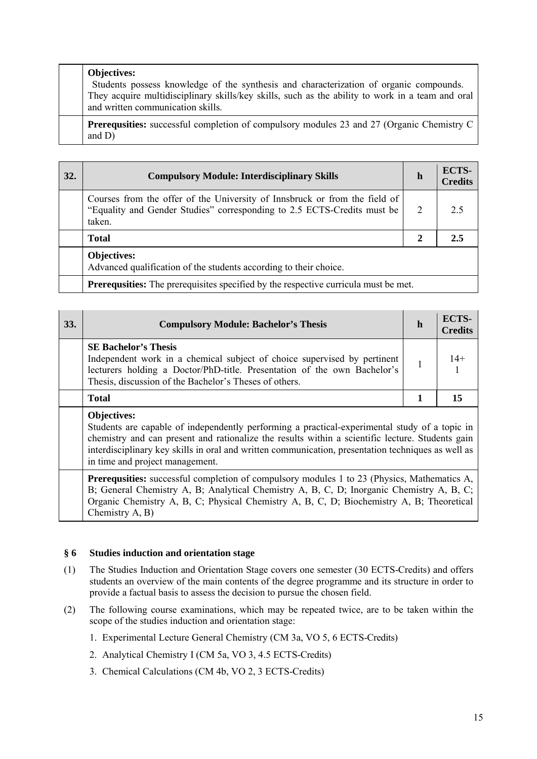| | |
|---|---|
| | **Objectives:** Students possess knowledge of the synthesis and characterization of organic compounds. They acquire multidisciplinary skills/key skills, such as the ability to work in a team and oral and written communication skills. |
| | **Prerequsities:** successful completion of compulsory modules 23 and 27 (Organic Chemistry C and D) |

| 32. | Compulsory Module: Interdisciplinary Skills | h | ECTS-Credits |
|---|---|---|---|
| | Courses from the offer of the University of Innsbruck or from the field of "Equality and Gender Studies" corresponding to 2.5 ECTS-Credits must be taken. | 2 | 2.5 |
| | **Total** | **2** | **2.5** |
| | **Objectives:** Advanced qualification of the students according to their choice. | | |
| | **Prerequsities:** The prerequisites specified by the respective curricula must be met. | | |

| 33. | Compulsory Module: Bachelor's Thesis | h | ECTS-Credits |
|---|---|---|---|
| | **SE Bachelor's Thesis** Independent work in a chemical subject of choice supervised by pertinent lecturers holding a Doctor/PhD-title. Presentation of the own Bachelor's Thesis, discussion of the Bachelor's Theses of others. | 1 | 14+ 1 |
| | **Total** | **1** | **15** |
| | **Objectives:** Students are capable of independently performing a practical-experimental study of a topic in chemistry and can present and rationalize the results within a scientific lecture. Students gain interdisciplinary key skills in oral and written communication, presentation techniques as well as in time and project management. | | |
| | **Prerequsities:** successful completion of compulsory modules 1 to 23 (Physics, Mathematics A, B; General Chemistry A, B; Analytical Chemistry A, B, C, D; Inorganic Chemistry A, B, C; Organic Chemistry A, B, C; Physical Chemistry A, B, C, D; Biochemistry A, B; Theoretical Chemistry A, B) | | |

## § 6 Studies induction and orientation stage

(1) The Studies Induction and Orientation Stage covers one semester (30 ECTS-Credits) and offers students an overview of the main contents of the degree programme and its structure in order to provide a factual basis to assess the decision to pursue the chosen field.

(2) The following course examinations, which may be repeated twice, are to be taken within the scope of the studies induction and orientation stage:

1. Experimental Lecture General Chemistry (CM 3a, VO 5, 6 ECTS-Credits)
2. Analytical Chemistry I (CM 5a, VO 3, 4.5 ECTS-Credits)
3. Chemical Calculations (CM 4b, VO 2, 3 ECTS-Credits)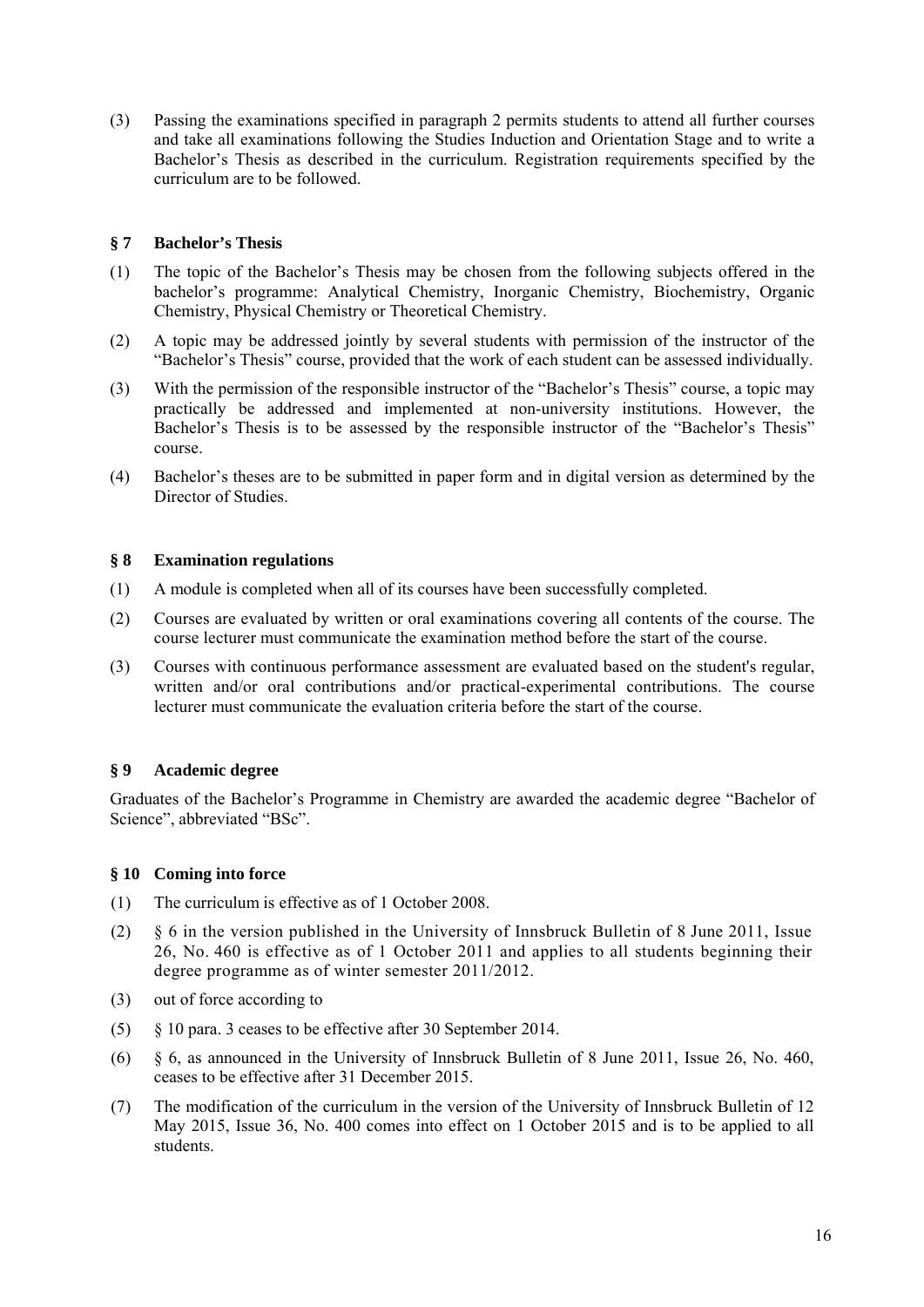(3) Passing the examinations specified in paragraph 2 permits students to attend all further courses and take all examinations following the Studies Induction and Orientation Stage and to write a Bachelor's Thesis as described in the curriculum. Registration requirements specified by the curriculum are to be followed.

## § 7 Bachelor's Thesis

(1) The topic of the Bachelor's Thesis may be chosen from the following subjects offered in the bachelor's programme: Analytical Chemistry, Inorganic Chemistry, Biochemistry, Organic Chemistry, Physical Chemistry or Theoretical Chemistry.

(2) A topic may be addressed jointly by several students with permission of the instructor of the "Bachelor's Thesis" course, provided that the work of each student can be assessed individually.

(3) With the permission of the responsible instructor of the "Bachelor's Thesis" course, a topic may practically be addressed and implemented at non-university institutions. However, the Bachelor's Thesis is to be assessed by the responsible instructor of the "Bachelor's Thesis" course.

(4) Bachelor's theses are to be submitted in paper form and in digital version as determined by the Director of Studies.

## § 8 Examination regulations

(1) A module is completed when all of its courses have been successfully completed.

(2) Courses are evaluated by written or oral examinations covering all contents of the course. The course lecturer must communicate the examination method before the start of the course.

(3) Courses with continuous performance assessment are evaluated based on the student's regular, written and/or oral contributions and/or practical-experimental contributions. The course lecturer must communicate the evaluation criteria before the start of the course.

## § 9 Academic degree

Graduates of the Bachelor's Programme in Chemistry are awarded the academic degree "Bachelor of Science", abbreviated "BSc".

## § 10 Coming into force

(1) The curriculum is effective as of 1 October 2008.

(2) § 6 in the version published in the University of Innsbruck Bulletin of 8 June 2011, Issue 26, No. 460 is effective as of 1 October 2011 and applies to all students beginning their degree programme as of winter semester 2011/2012.

(3) out of force according to

(5) § 10 para. 3 ceases to be effective after 30 September 2014.

(6) § 6, as announced in the University of Innsbruck Bulletin of 8 June 2011, Issue 26, No. 460, ceases to be effective after 31 December 2015.

(7) The modification of the curriculum in the version of the University of Innsbruck Bulletin of 12 May 2015, Issue 36, No. 400 comes into effect on 1 October 2015 and is to be applied to all students.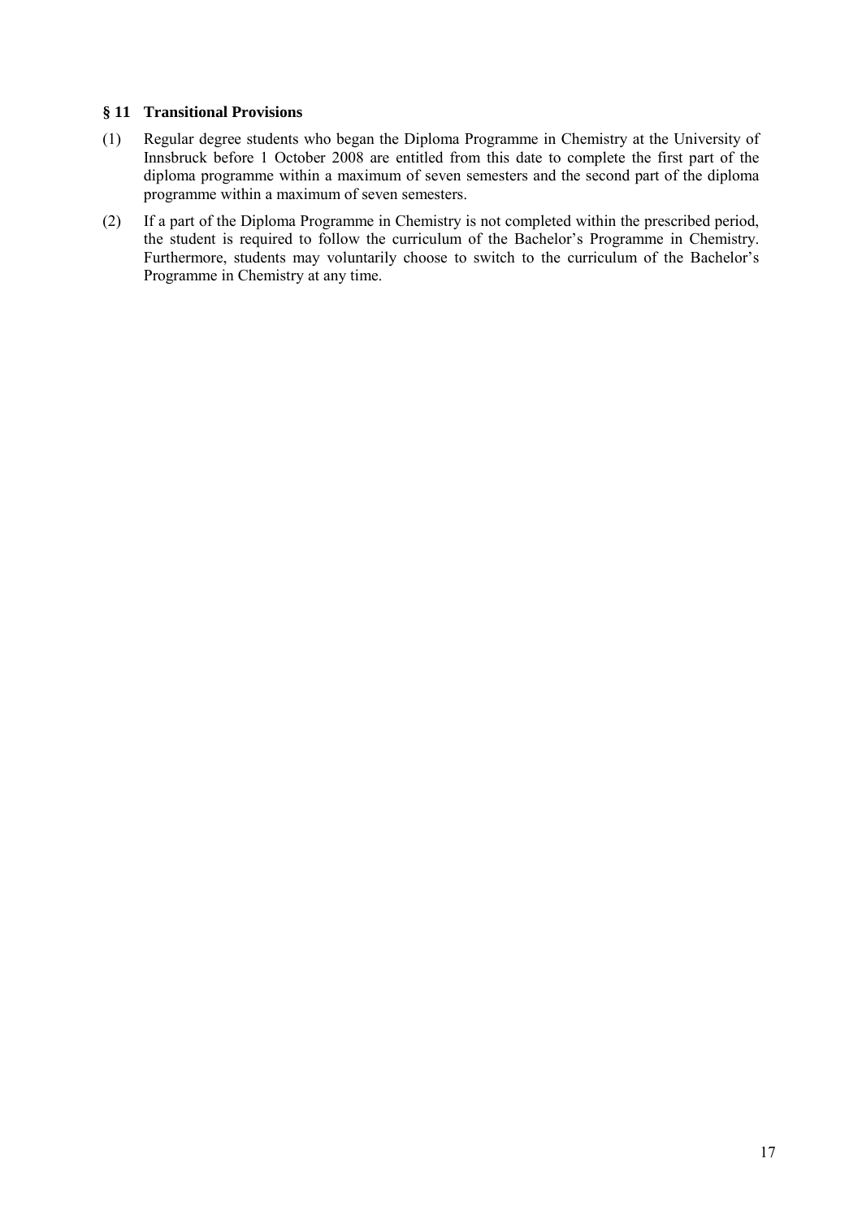### § 11 Transitional Provisions

(1) Regular degree students who began the Diploma Programme in Chemistry at the University of Innsbruck before 1 October 2008 are entitled from this date to complete the first part of the diploma programme within a maximum of seven semesters and the second part of the diploma programme within a maximum of seven semesters.

(2) If a part of the Diploma Programme in Chemistry is not completed within the prescribed period, the student is required to follow the curriculum of the Bachelor's Programme in Chemistry. Furthermore, students may voluntarily choose to switch to the curriculum of the Bachelor's Programme in Chemistry at any time.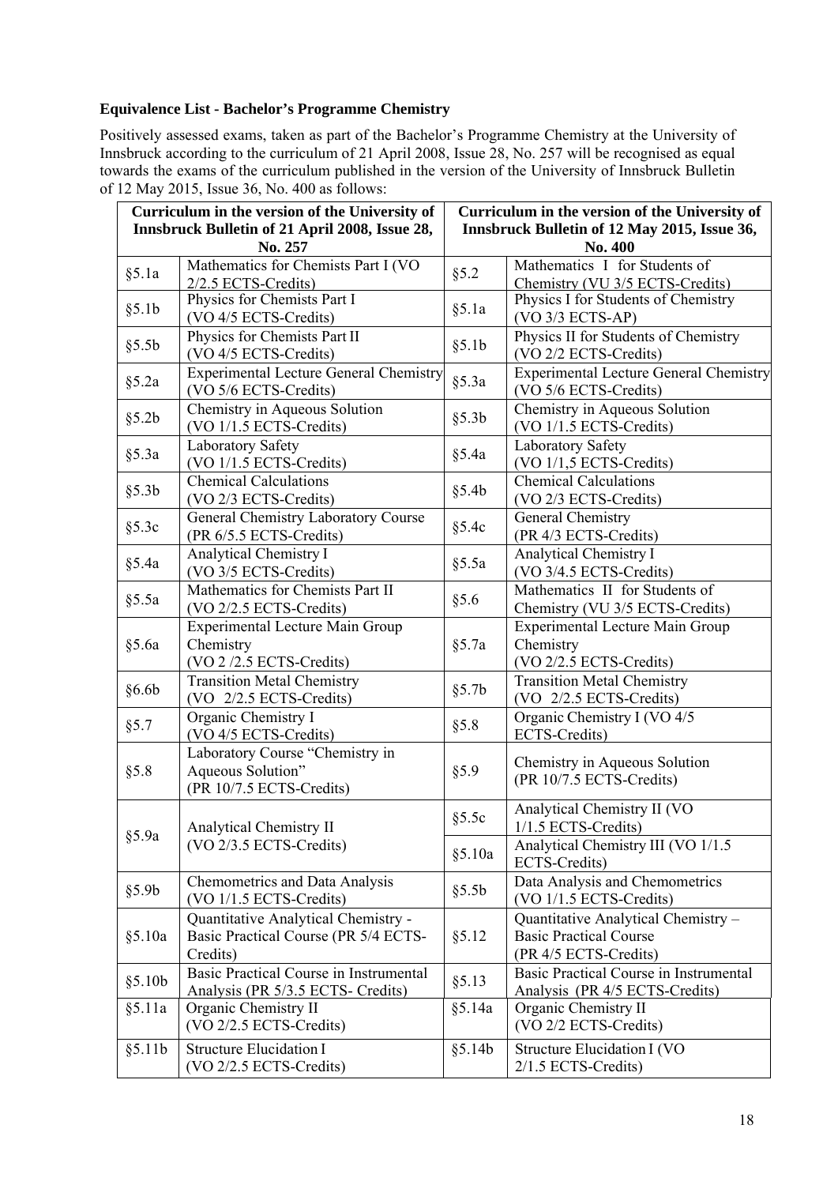**Equivalence List - Bachelor's Programme Chemistry**

Positively assessed exams, taken as part of the Bachelor's Programme Chemistry at the University of Innsbruck according to the curriculum of 21 April 2008, Issue 28, No. 257 will be recognised as equal towards the exams of the curriculum published in the version of the University of Innsbruck Bulletin of 12 May 2015, Issue 36, No. 400 as follows:

| Curriculum in the version of the University of Innsbruck Bulletin of 21 April 2008, Issue 28, No. 257 | | Curriculum in the version of the University of Innsbruck Bulletin of 12 May 2015, Issue 36, No. 400 | |
|---|---|---|---|
| §5.1a | Mathematics for Chemists Part I (VO 2/2.5 ECTS-Credits) | §5.2 | Mathematics I for Students of Chemistry (VU 3/5 ECTS-Credits) |
| §5.1b | Physics for Chemists Part I (VO 4/5 ECTS-Credits) | §5.1a | Physics I for Students of Chemistry (VO 3/3 ECTS-AP) |
| §5.5b | Physics for Chemists Part II (VO 4/5 ECTS-Credits) | §5.1b | Physics II for Students of Chemistry (VO 2/2 ECTS-Credits) |
| §5.2a | Experimental Lecture General Chemistry (VO 5/6 ECTS-Credits) | §5.3a | Experimental Lecture General Chemistry (VO 5/6 ECTS-Credits) |
| §5.2b | Chemistry in Aqueous Solution (VO 1/1.5 ECTS-Credits) | §5.3b | Chemistry in Aqueous Solution (VO 1/1.5 ECTS-Credits) |
| §5.3a | Laboratory Safety (VO 1/1.5 ECTS-Credits) | §5.4a | Laboratory Safety (VO 1/1,5 ECTS-Credits) |
| §5.3b | Chemical Calculations (VO 2/3 ECTS-Credits) | §5.4b | Chemical Calculations (VO 2/3 ECTS-Credits) |
| §5.3c | General Chemistry Laboratory Course (PR 6/5.5 ECTS-Credits) | §5.4c | General Chemistry (PR 4/3 ECTS-Credits) |
| §5.4a | Analytical Chemistry I (VO 3/5 ECTS-Credits) | §5.5a | Analytical Chemistry I (VO 3/4.5 ECTS-Credits) |
| §5.5a | Mathematics for Chemists Part II (VO 2/2.5 ECTS-Credits) | §5.6 | Mathematics II for Students of Chemistry (VU 3/5 ECTS-Credits) |
| §5.6a | Experimental Lecture Main Group Chemistry (VO 2 /2.5 ECTS-Credits) | §5.7a | Experimental Lecture Main Group Chemistry (VO 2/2.5 ECTS-Credits) |
| §6.6b | Transition Metal Chemistry (VO 2/2.5 ECTS-Credits) | §5.7b | Transition Metal Chemistry (VO 2/2.5 ECTS-Credits) |
| §5.7 | Organic Chemistry I (VO 4/5 ECTS-Credits) | §5.8 | Organic Chemistry I (VO 4/5 ECTS-Credits) |
| §5.8 | Laboratory Course "Chemistry in Aqueous Solution" (PR 10/7.5 ECTS-Credits) | §5.9 | Chemistry in Aqueous Solution (PR 10/7.5 ECTS-Credits) |
| §5.9a | Analytical Chemistry II (VO 2/3.5 ECTS-Credits) | §5.5c | Analytical Chemistry II (VO 1/1.5 ECTS-Credits) |
| | | §5.10a | Analytical Chemistry III (VO 1/1.5 ECTS-Credits) |
| §5.9b | Chemometrics and Data Analysis (VO 1/1.5 ECTS-Credits) | §5.5b | Data Analysis and Chemometrics (VO 1/1.5 ECTS-Credits) |
| §5.10a | Quantitative Analytical Chemistry - Basic Practical Course (PR 5/4 ECTS-Credits) | §5.12 | Quantitative Analytical Chemistry – Basic Practical Course (PR 4/5 ECTS-Credits) |
| §5.10b | Basic Practical Course in Instrumental Analysis (PR 5/3.5 ECTS- Credits) | §5.13 | Basic Practical Course in Instrumental Analysis (PR 4/5 ECTS-Credits) |
| §5.11a | Organic Chemistry II (VO 2/2.5 ECTS-Credits) | §5.14a | Organic Chemistry II (VO 2/2 ECTS-Credits) |
| §5.11b | Structure Elucidation I (VO 2/2.5 ECTS-Credits) | §5.14b | Structure Elucidation I (VO 2/1.5 ECTS-Credits) |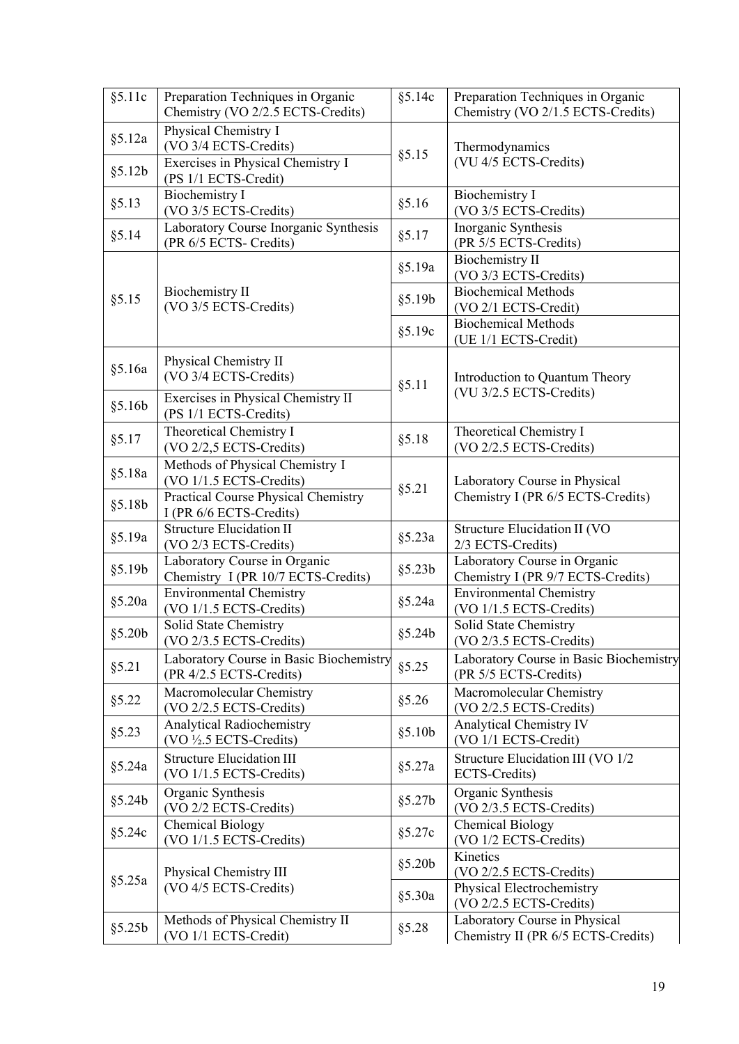| §5.11c | Preparation Techniques in Organic Chemistry (VO 2/2.5 ECTS-Credits) | §5.14c | Preparation Techniques in Organic Chemistry (VO 2/1.5 ECTS-Credits) |
|---|---|---|---|
| §5.12a | Physical Chemistry I (VO 3/4 ECTS-Credits) | §5.15 | Thermodynamics (VU 4/5 ECTS-Credits) |
| §5.12b | Exercises in Physical Chemistry I (PS 1/1 ECTS-Credit) | | |
| §5.13 | Biochemistry I (VO 3/5 ECTS-Credits) | §5.16 | Biochemistry I (VO 3/5 ECTS-Credits) |
| §5.14 | Laboratory Course Inorganic Synthesis (PR 6/5 ECTS- Credits) | §5.17 | Inorganic Synthesis (PR 5/5 ECTS-Credits) |
| §5.15 | Biochemistry II (VO 3/5 ECTS-Credits) | §5.19a | Biochemistry II (VO 3/3 ECTS-Credits) |
| | | §5.19b | Biochemical Methods (VO 2/1 ECTS-Credit) |
| | | §5.19c | Biochemical Methods (UE 1/1 ECTS-Credit) |
| §5.16a | Physical Chemistry II (VO 3/4 ECTS-Credits) | §5.11 | Introduction to Quantum Theory (VU 3/2.5 ECTS-Credits) |
| §5.16b | Exercises in Physical Chemistry II (PS 1/1 ECTS-Credits) | | |
| §5.17 | Theoretical Chemistry I (VO 2/2,5 ECTS-Credits) | §5.18 | Theoretical Chemistry I (VO 2/2.5 ECTS-Credits) |
| §5.18a | Methods of Physical Chemistry I (VO 1/1.5 ECTS-Credits) | §5.21 | Laboratory Course in Physical Chemistry I (PR 6/5 ECTS-Credits) |
| §5.18b | Practical Course Physical Chemistry I (PR 6/6 ECTS-Credits) | | |
| §5.19a | Structure Elucidation II (VO 2/3 ECTS-Credits) | §5.23a | Structure Elucidation II (VO 2/3 ECTS-Credits) |
| §5.19b | Laboratory Course in Organic Chemistry I (PR 10/7 ECTS-Credits) | §5.23b | Laboratory Course in Organic Chemistry I (PR 9/7 ECTS-Credits) |
| §5.20a | Environmental Chemistry (VO 1/1.5 ECTS-Credits) | §5.24a | Environmental Chemistry (VO 1/1.5 ECTS-Credits) |
| §5.20b | Solid State Chemistry (VO 2/3.5 ECTS-Credits) | §5.24b | Solid State Chemistry (VO 2/3.5 ECTS-Credits) |
| §5.21 | Laboratory Course in Basic Biochemistry (PR 4/2.5 ECTS-Credits) | §5.25 | Laboratory Course in Basic Biochemistry (PR 5/5 ECTS-Credits) |
| §5.22 | Macromolecular Chemistry (VO 2/2.5 ECTS-Credits) | §5.26 | Macromolecular Chemistry (VO 2/2.5 ECTS-Credits) |
| §5.23 | Analytical Radiochemistry (VO ½.5 ECTS-Credits) | §5.10b | Analytical Chemistry IV (VO 1/1 ECTS-Credit) |
| §5.24a | Structure Elucidation III (VO 1/1.5 ECTS-Credits) | §5.27a | Structure Elucidation III (VO 1/2 ECTS-Credits) |
| §5.24b | Organic Synthesis (VO 2/2 ECTS-Credits) | §5.27b | Organic Synthesis (VO 2/3.5 ECTS-Credits) |
| §5.24c | Chemical Biology (VO 1/1.5 ECTS-Credits) | §5.27c | Chemical Biology (VO 1/2 ECTS-Credits) |
| §5.25a | Physical Chemistry III (VO 4/5 ECTS-Credits) | §5.20b | Kinetics (VO 2/2.5 ECTS-Credits) |
| | | §5.30a | Physical Electrochemistry (VO 2/2.5 ECTS-Credits) |
| §5.25b | Methods of Physical Chemistry II (VO 1/1 ECTS-Credit) | §5.28 | Laboratory Course in Physical Chemistry II (PR 6/5 ECTS-Credits) |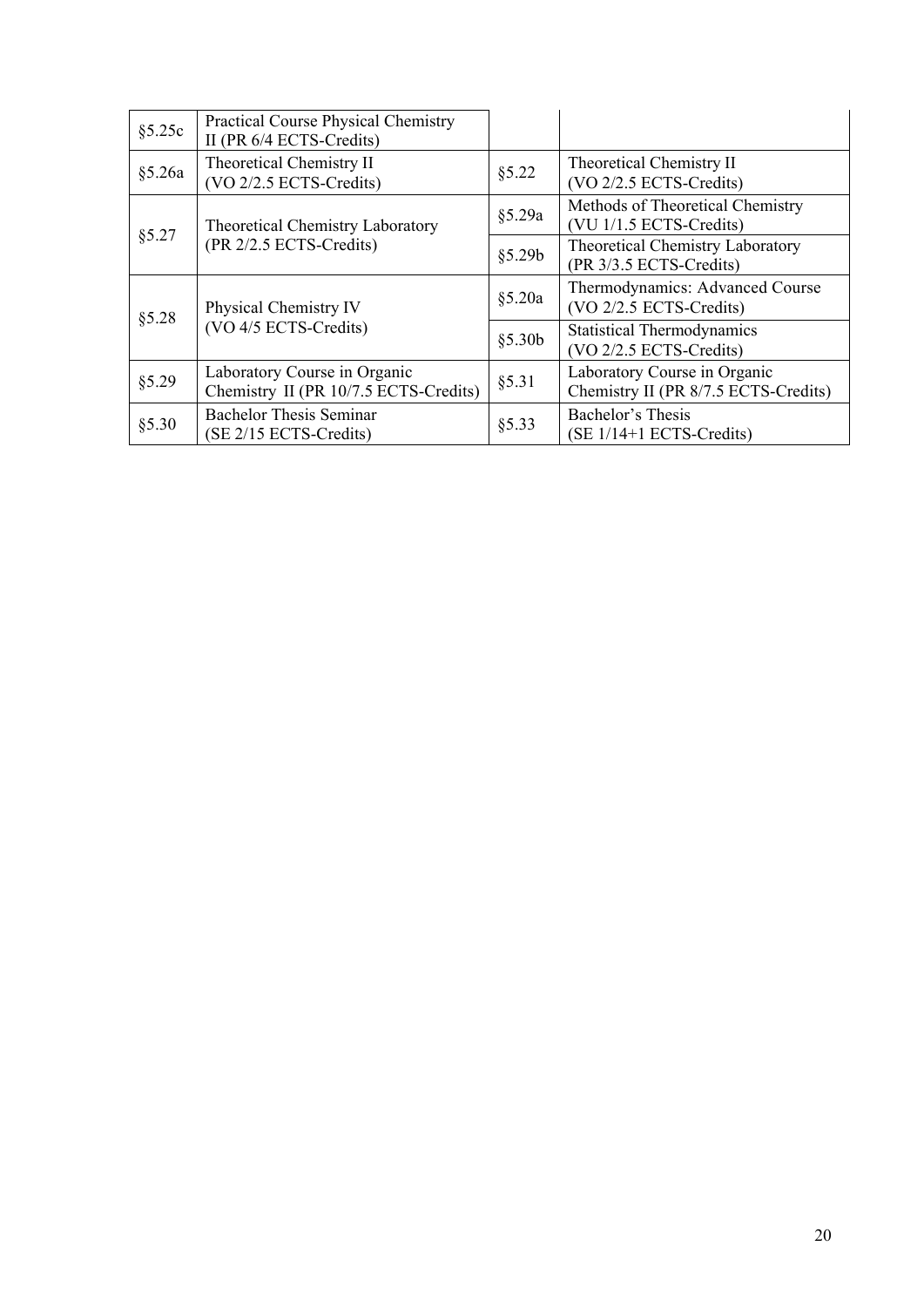| | | | |
|---|---|---|---|
| §5.25c | Practical Course Physical Chemistry II (PR 6/4 ECTS-Credits) | | |
| §5.26a | Theoretical Chemistry II (VO 2/2.5 ECTS-Credits) | §5.22 | Theoretical Chemistry II (VO 2/2.5 ECTS-Credits) |
| §5.27 | Theoretical Chemistry Laboratory (PR 2/2.5 ECTS-Credits) | §5.29a | Methods of Theoretical Chemistry (VU 1/1.5 ECTS-Credits) |
| | | §5.29b | Theoretical Chemistry Laboratory (PR 3/3.5 ECTS-Credits) |
| §5.28 | Physical Chemistry IV (VO 4/5 ECTS-Credits) | §5.20a | Thermodynamics: Advanced Course (VO 2/2.5 ECTS-Credits) |
| | | §5.30b | Statistical Thermodynamics (VO 2/2.5 ECTS-Credits) |
| §5.29 | Laboratory Course in Organic Chemistry II (PR 10/7.5 ECTS-Credits) | §5.31 | Laboratory Course in Organic Chemistry II (PR 8/7.5 ECTS-Credits) |
| §5.30 | Bachelor Thesis Seminar (SE 2/15 ECTS-Credits) | §5.33 | Bachelor's Thesis (SE 1/14+1 ECTS-Credits) |